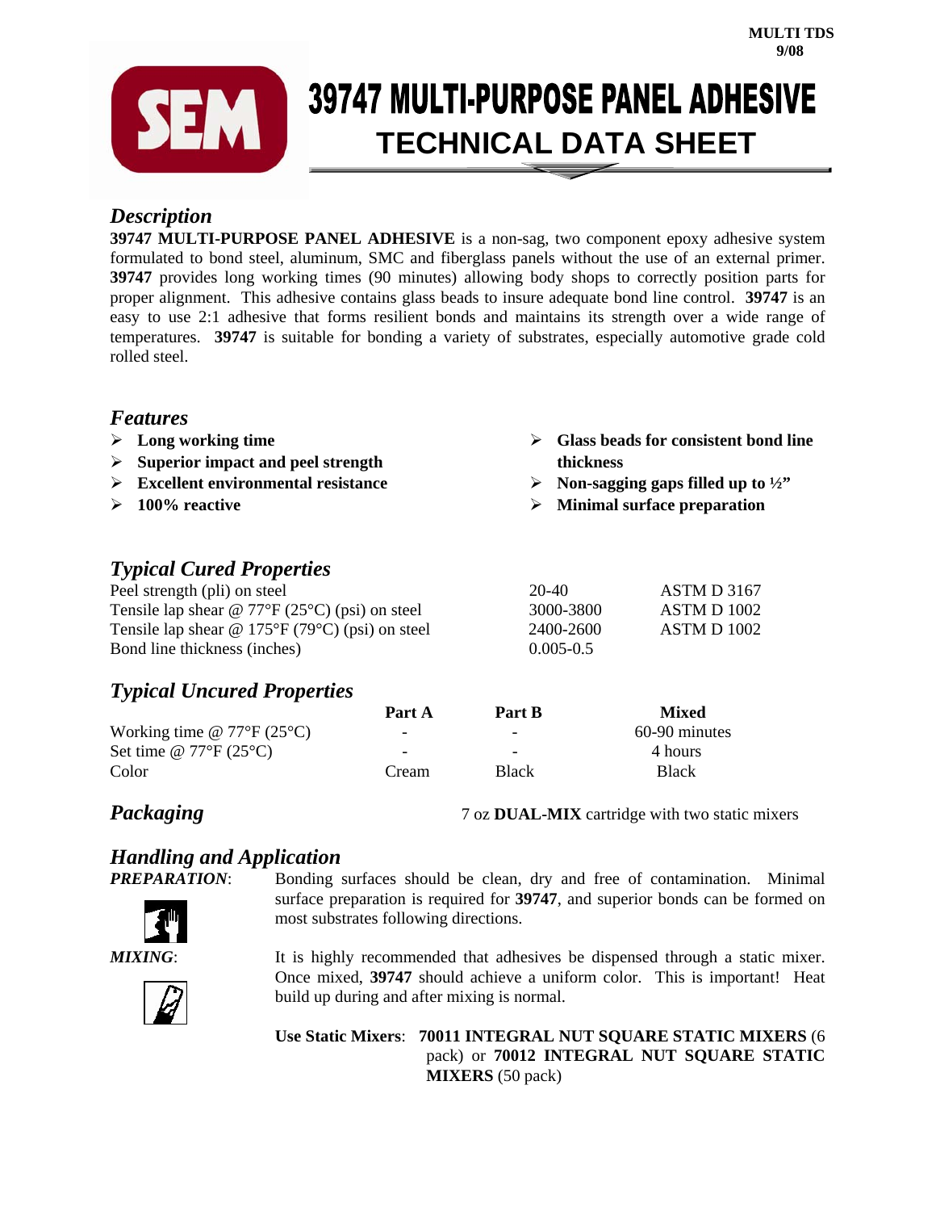MULTI TDS
9/08

# 39747 MULTI-PURPOSE PANEL ADHESIVE

## TECHNICAL DATA SHEET

## *Description*

**39747 MULTI-PURPOSE PANEL ADHESIVE** is a non-sag, two component epoxy adhesive system formulated to bond steel, aluminum, SMC and fiberglass panels without the use of an external primer. **39747** provides long working times (90 minutes) allowing body shops to correctly position parts for proper alignment. This adhesive contains glass beads to insure adequate bond line control. **39747** is an easy to use 2:1 adhesive that forms resilient bonds and maintains its strength over a wide range of temperatures. **39747** is suitable for bonding a variety of substrates, especially automotive grade cold rolled steel.

## *Features*

- **Long working time**
- **Superior impact and peel strength**
- **Excellent environmental resistance**
- **100% reactive**
- **Glass beads for consistent bond line thickness**
- **Non-sagging gaps filled up to ½"**
- **Minimal surface preparation**

## *Typical Cured Properties*

| | | |
|---|---|---|
| Peel strength (pli) on steel | 20-40 | ASTM D 3167 |
| Tensile lap shear @ 77°F (25°C) (psi) on steel | 3000-3800 | ASTM D 1002 |
| Tensile lap shear @ 175°F (79°C) (psi) on steel | 2400-2600 | ASTM D 1002 |
| Bond line thickness (inches) | 0.005-0.5 | |

## *Typical Uncured Properties*

| | Part A | Part B | Mixed |
|---|---|---|---|
| Working time @ 77°F (25°C) | - | - | 60-90 minutes |
| Set time @ 77°F (25°C) | - | - | 4 hours |
| Color | Cream | Black | Black |

## *Packaging*

7 oz **DUAL-MIX** cartridge with two static mixers

## *Handling and Application*

***PREPARATION***: Bonding surfaces should be clean, dry and free of contamination. Minimal surface preparation is required for **39747**, and superior bonds can be formed on most substrates following directions.

***MIXING***: It is highly recommended that adhesives be dispensed through a static mixer. Once mixed, **39747** should achieve a uniform color. This is important! Heat build up during and after mixing is normal.

**Use Static Mixers**: **70011 INTEGRAL NUT SQUARE STATIC MIXERS** (6 pack) or **70012 INTEGRAL NUT SQUARE STATIC MIXERS** (50 pack)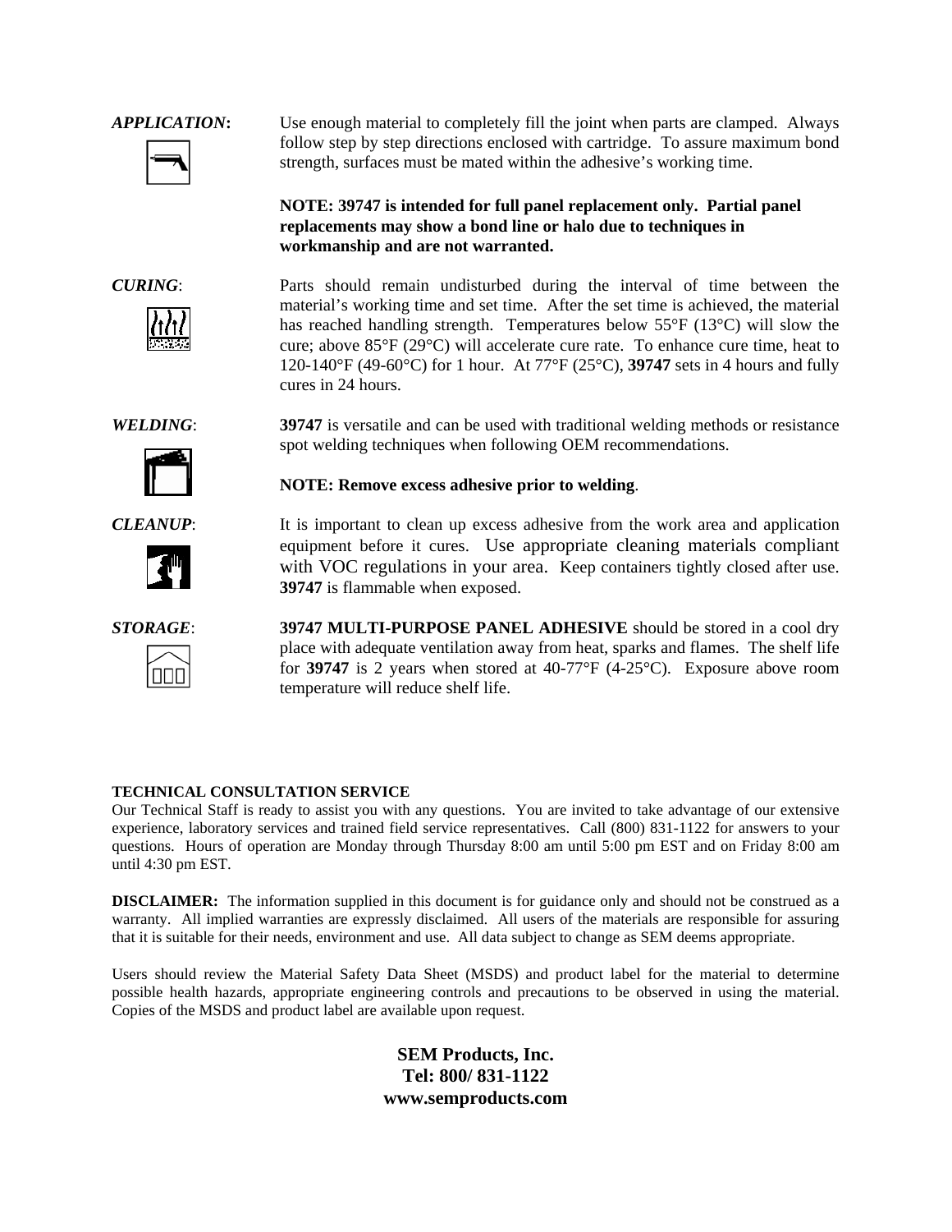***APPLICATION*:** Use enough material to completely fill the joint when parts are clamped. Always follow step by step directions enclosed with cartridge. To assure maximum bond strength, surfaces must be mated within the adhesive's working time.

**NOTE: 39747 is intended for full panel replacement only. Partial panel replacements may show a bond line or halo due to techniques in workmanship and are not warranted.**

***CURING*:** Parts should remain undisturbed during the interval of time between the material's working time and set time. After the set time is achieved, the material has reached handling strength. Temperatures below 55°F (13°C) will slow the cure; above 85°F (29°C) will accelerate cure rate. To enhance cure time, heat to 120-140°F (49-60°C) for 1 hour. At 77°F (25°C), **39747** sets in 4 hours and fully cures in 24 hours.

***WELDING*:** **39747** is versatile and can be used with traditional welding methods or resistance spot welding techniques when following OEM recommendations.

**NOTE: Remove excess adhesive prior to welding**.

***CLEANUP*:** It is important to clean up excess adhesive from the work area and application equipment before it cures. Use appropriate cleaning materials compliant with VOC regulations in your area. Keep containers tightly closed after use. **39747** is flammable when exposed.

***STORAGE*:** **39747 MULTI-PURPOSE PANEL ADHESIVE** should be stored in a cool dry place with adequate ventilation away from heat, sparks and flames. The shelf life for **39747** is 2 years when stored at 40-77°F (4-25°C). Exposure above room temperature will reduce shelf life.

**TECHNICAL CONSULTATION SERVICE**

Our Technical Staff is ready to assist you with any questions. You are invited to take advantage of our extensive experience, laboratory services and trained field service representatives. Call (800) 831-1122 for answers to your questions. Hours of operation are Monday through Thursday 8:00 am until 5:00 pm EST and on Friday 8:00 am until 4:30 pm EST.

**DISCLAIMER:** The information supplied in this document is for guidance only and should not be construed as a warranty. All implied warranties are expressly disclaimed. All users of the materials are responsible for assuring that it is suitable for their needs, environment and use. All data subject to change as SEM deems appropriate.

Users should review the Material Safety Data Sheet (MSDS) and product label for the material to determine possible health hazards, appropriate engineering controls and precautions to be observed in using the material. Copies of the MSDS and product label are available upon request.

**SEM Products, Inc.**
**Tel: 800/ 831-1122**
**www.semproducts.com**